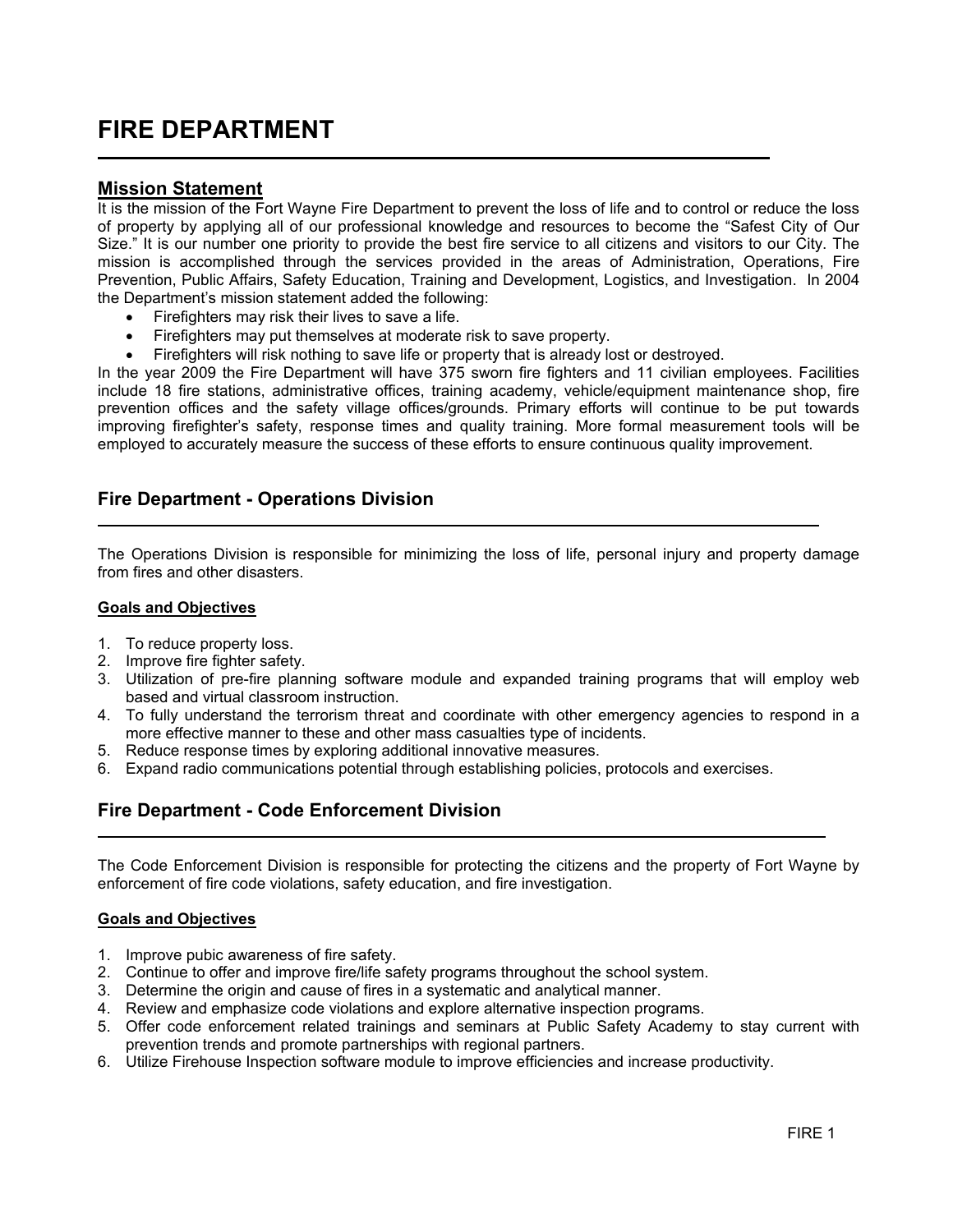# FIRE DEPARTMENT

## Mission Statement

It is the mission of the Fort Wayne Fire Department to prevent the loss of life and to control or reduce the loss of property by applying all of our professional knowledge and resources to become the "Safest City of Our Size." It is our number one priority to provide the best fire service to all citizens and visitors to our City. The mission is accomplished through the services provided in the areas of Administration, Operations, Fire Prevention, Public Affairs, Safety Education, Training and Development, Logistics, and Investigation. In 2004 the Department's mission statement added the following:

- Firefighters may risk their lives to save a life.
- Firefighters may put themselves at moderate risk to save property.
- Firefighters will risk nothing to save life or property that is already lost or destroyed.

In the year 2009 the Fire Department will have 375 sworn fire fighters and 11 civilian employees. Facilities include 18 fire stations, administrative offices, training academy, vehicle/equipment maintenance shop, fire prevention offices and the safety village offices/grounds. Primary efforts will continue to be put towards improving firefighter's safety, response times and quality training. More formal measurement tools will be employed to accurately measure the success of these efforts to ensure continuous quality improvement.

## Fire Department - Operations Division

The Operations Division is responsible for minimizing the loss of life, personal injury and property damage from fires and other disasters.

### Goals and Objectives

1. To reduce property loss.
2. Improve fire fighter safety.
3. Utilization of pre-fire planning software module and expanded training programs that will employ web based and virtual classroom instruction.
4. To fully understand the terrorism threat and coordinate with other emergency agencies to respond in a more effective manner to these and other mass casualties type of incidents.
5. Reduce response times by exploring additional innovative measures.
6. Expand radio communications potential through establishing policies, protocols and exercises.

## Fire Department - Code Enforcement Division

The Code Enforcement Division is responsible for protecting the citizens and the property of Fort Wayne by enforcement of fire code violations, safety education, and fire investigation.

### Goals and Objectives

1. Improve pubic awareness of fire safety.
2. Continue to offer and improve fire/life safety programs throughout the school system.
3. Determine the origin and cause of fires in a systematic and analytical manner.
4. Review and emphasize code violations and explore alternative inspection programs.
5. Offer code enforcement related trainings and seminars at Public Safety Academy to stay current with prevention trends and promote partnerships with regional partners.
6. Utilize Firehouse Inspection software module to improve efficiencies and increase productivity.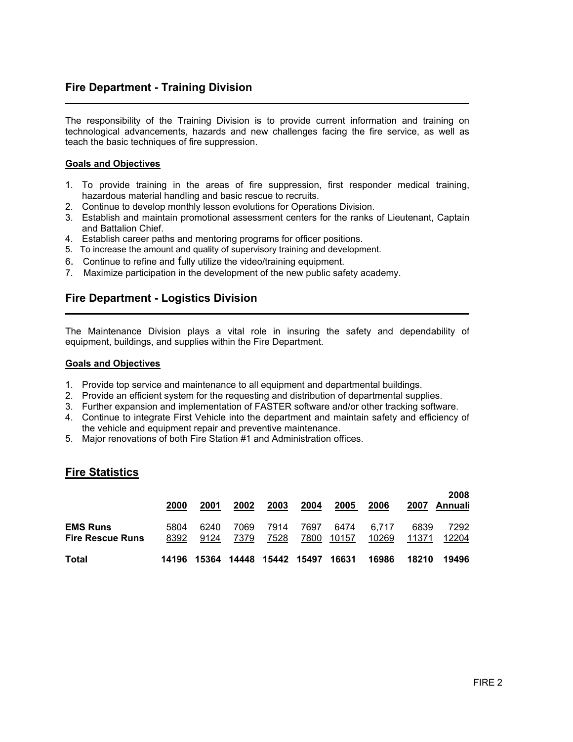## Fire Department - Training Division

The responsibility of the Training Division is to provide current information and training on technological advancements, hazards and new challenges facing the fire service, as well as teach the basic techniques of fire suppression.

**Goals and Objectives**

1. To provide training in the areas of fire suppression, first responder medical training, hazardous material handling and basic rescue to recruits.
2. Continue to develop monthly lesson evolutions for Operations Division.
3. Establish and maintain promotional assessment centers for the ranks of Lieutenant, Captain and Battalion Chief.
4. Establish career paths and mentoring programs for officer positions.
5. To increase the amount and quality of supervisory training and development.
6. Continue to refine and fully utilize the video/training equipment.
7. Maximize participation in the development of the new public safety academy.

## Fire Department - Logistics Division

The Maintenance Division plays a vital role in insuring the safety and dependability of equipment, buildings, and supplies within the Fire Department.

**Goals and Objectives**

1. Provide top service and maintenance to all equipment and departmental buildings.
2. Provide an efficient system for the requesting and distribution of departmental supplies.
3. Further expansion and implementation of FASTER software and/or other tracking software.
4. Continue to integrate First Vehicle into the department and maintain safety and efficiency of the vehicle and equipment repair and preventive maintenance.
5. Major renovations of both Fire Station #1 and Administration offices.

## Fire Statistics

| | 2000 | 2001 | 2002 | 2003 | 2004 | 2005 | 2006 | 2007 | 2008 Annuali |
|---|---|---|---|---|---|---|---|---|---|
| **EMS Runs** | 5804 | 6240 | 7069 | 7914 | 7697 | 6474 | 6,717 | 6839 | 7292 |
| **Fire Rescue Runs** | 8392 | 9124 | 7379 | 7528 | 7800 | 10157 | 10269 | 11371 | 12204 |
| **Total** | 14196 | 15364 | 14448 | 15442 | 15497 | 16631 | 16986 | 18210 | 19496 |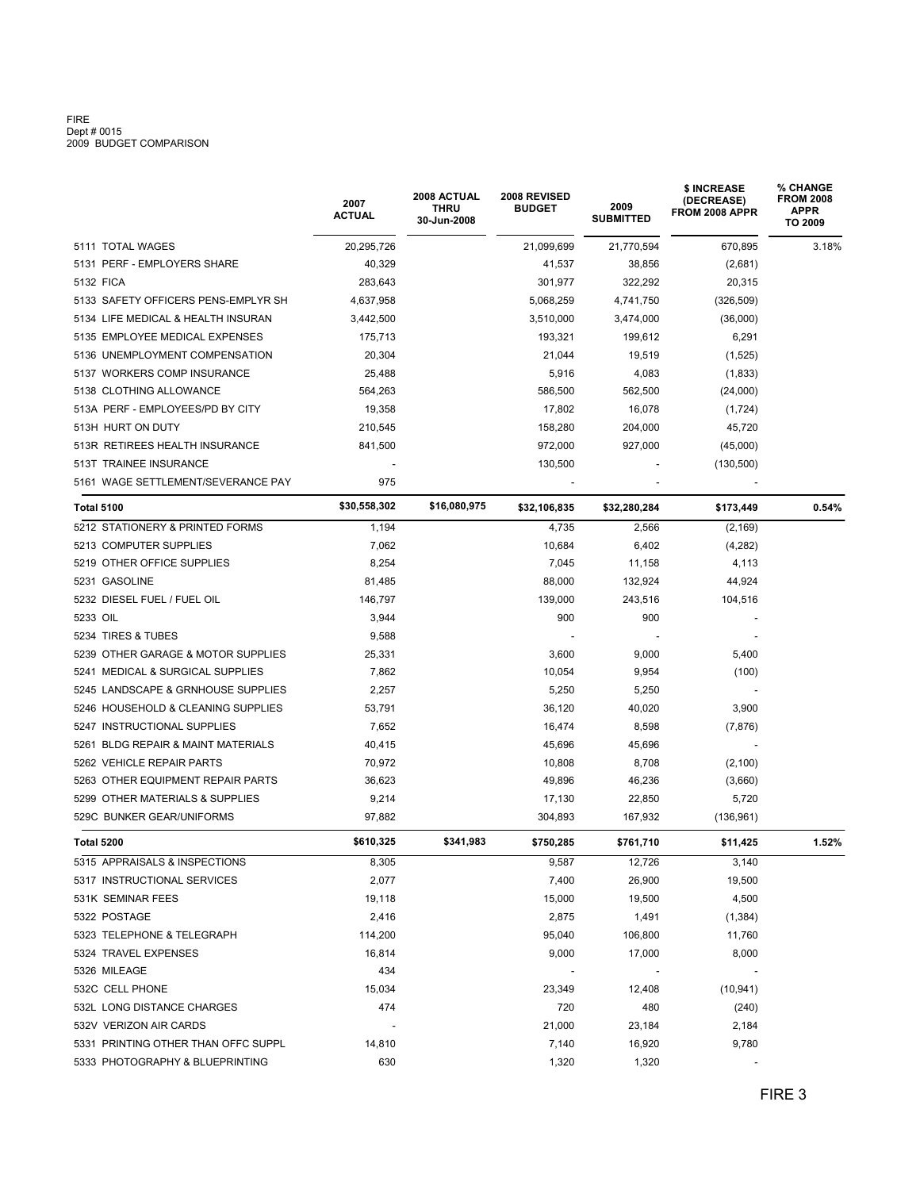FIRE
Dept # 0015
2009 BUDGET COMPARISON

| | 2007 ACTUAL | 2008 ACTUAL THRU 30-Jun-2008 | 2008 REVISED BUDGET | 2009 SUBMITTED | $ INCREASE (DECREASE) FROM 2008 APPR | % CHANGE FROM 2008 APPR TO 2009 |
|---|---|---|---|---|---|---|
| 5111 TOTAL WAGES | 20,295,726 | | 21,099,699 | 21,770,594 | 670,895 | 3.18% |
| 5131 PERF - EMPLOYERS SHARE | 40,329 | | 41,537 | 38,856 | (2,681) | |
| 5132 FICA | 283,643 | | 301,977 | 322,292 | 20,315 | |
| 5133 SAFETY OFFICERS PENS-EMPLYR SH | 4,637,958 | | 5,068,259 | 4,741,750 | (326,509) | |
| 5134 LIFE MEDICAL & HEALTH INSURAN | 3,442,500 | | 3,510,000 | 3,474,000 | (36,000) | |
| 5135 EMPLOYEE MEDICAL EXPENSES | 175,713 | | 193,321 | 199,612 | 6,291 | |
| 5136 UNEMPLOYMENT COMPENSATION | 20,304 | | 21,044 | 19,519 | (1,525) | |
| 5137 WORKERS COMP INSURANCE | 25,488 | | 5,916 | 4,083 | (1,833) | |
| 5138 CLOTHING ALLOWANCE | 564,263 | | 586,500 | 562,500 | (24,000) | |
| 513A PERF - EMPLOYEES/PD BY CITY | 19,358 | | 17,802 | 16,078 | (1,724) | |
| 513H HURT ON DUTY | 210,545 | | 158,280 | 204,000 | 45,720 | |
| 513R RETIREES HEALTH INSURANCE | 841,500 | | 972,000 | 927,000 | (45,000) | |
| 513T TRAINEE INSURANCE | - | | 130,500 | - | (130,500) | |
| 5161 WAGE SETTLEMENT/SEVERANCE PAY | 975 | | - | - | - | |
| **Total 5100** | **$30,558,302** | **$16,080,975** | **$32,106,835** | **$32,280,284** | **$173,449** | **0.54%** |
| 5212 STATIONERY & PRINTED FORMS | 1,194 | | 4,735 | 2,566 | (2,169) | |
| 5213 COMPUTER SUPPLIES | 7,062 | | 10,684 | 6,402 | (4,282) | |
| 5219 OTHER OFFICE SUPPLIES | 8,254 | | 7,045 | 11,158 | 4,113 | |
| 5231 GASOLINE | 81,485 | | 88,000 | 132,924 | 44,924 | |
| 5232 DIESEL FUEL / FUEL OIL | 146,797 | | 139,000 | 243,516 | 104,516 | |
| 5233 OIL | 3,944 | | 900 | 900 | - | |
| 5234 TIRES & TUBES | 9,588 | | - | - | - | |
| 5239 OTHER GARAGE & MOTOR SUPPLIES | 25,331 | | 3,600 | 9,000 | 5,400 | |
| 5241 MEDICAL & SURGICAL SUPPLIES | 7,862 | | 10,054 | 9,954 | (100) | |
| 5245 LANDSCAPE & GRNHOUSE SUPPLIES | 2,257 | | 5,250 | 5,250 | - | |
| 5246 HOUSEHOLD & CLEANING SUPPLIES | 53,791 | | 36,120 | 40,020 | 3,900 | |
| 5247 INSTRUCTIONAL SUPPLIES | 7,652 | | 16,474 | 8,598 | (7,876) | |
| 5261 BLDG REPAIR & MAINT MATERIALS | 40,415 | | 45,696 | 45,696 | - | |
| 5262 VEHICLE REPAIR PARTS | 70,972 | | 10,808 | 8,708 | (2,100) | |
| 5263 OTHER EQUIPMENT REPAIR PARTS | 36,623 | | 49,896 | 46,236 | (3,660) | |
| 5299 OTHER MATERIALS & SUPPLIES | 9,214 | | 17,130 | 22,850 | 5,720 | |
| 529C BUNKER GEAR/UNIFORMS | 97,882 | | 304,893 | 167,932 | (136,961) | |
| **Total 5200** | **$610,325** | **$341,983** | **$750,285** | **$761,710** | **$11,425** | **1.52%** |
| 5315 APPRAISALS & INSPECTIONS | 8,305 | | 9,587 | 12,726 | 3,140 | |
| 5317 INSTRUCTIONAL SERVICES | 2,077 | | 7,400 | 26,900 | 19,500 | |
| 531K SEMINAR FEES | 19,118 | | 15,000 | 19,500 | 4,500 | |
| 5322 POSTAGE | 2,416 | | 2,875 | 1,491 | (1,384) | |
| 5323 TELEPHONE & TELEGRAPH | 114,200 | | 95,040 | 106,800 | 11,760 | |
| 5324 TRAVEL EXPENSES | 16,814 | | 9,000 | 17,000 | 8,000 | |
| 5326 MILEAGE | 434 | | - | - | - | |
| 532C CELL PHONE | 15,034 | | 23,349 | 12,408 | (10,941) | |
| 532L LONG DISTANCE CHARGES | 474 | | 720 | 480 | (240) | |
| 532V VERIZON AIR CARDS | - | | 21,000 | 23,184 | 2,184 | |
| 5331 PRINTING OTHER THAN OFFC SUPPL | 14,810 | | 7,140 | 16,920 | 9,780 | |
| 5333 PHOTOGRAPHY & BLUEPRINTING | 630 | | 1,320 | 1,320 | - | |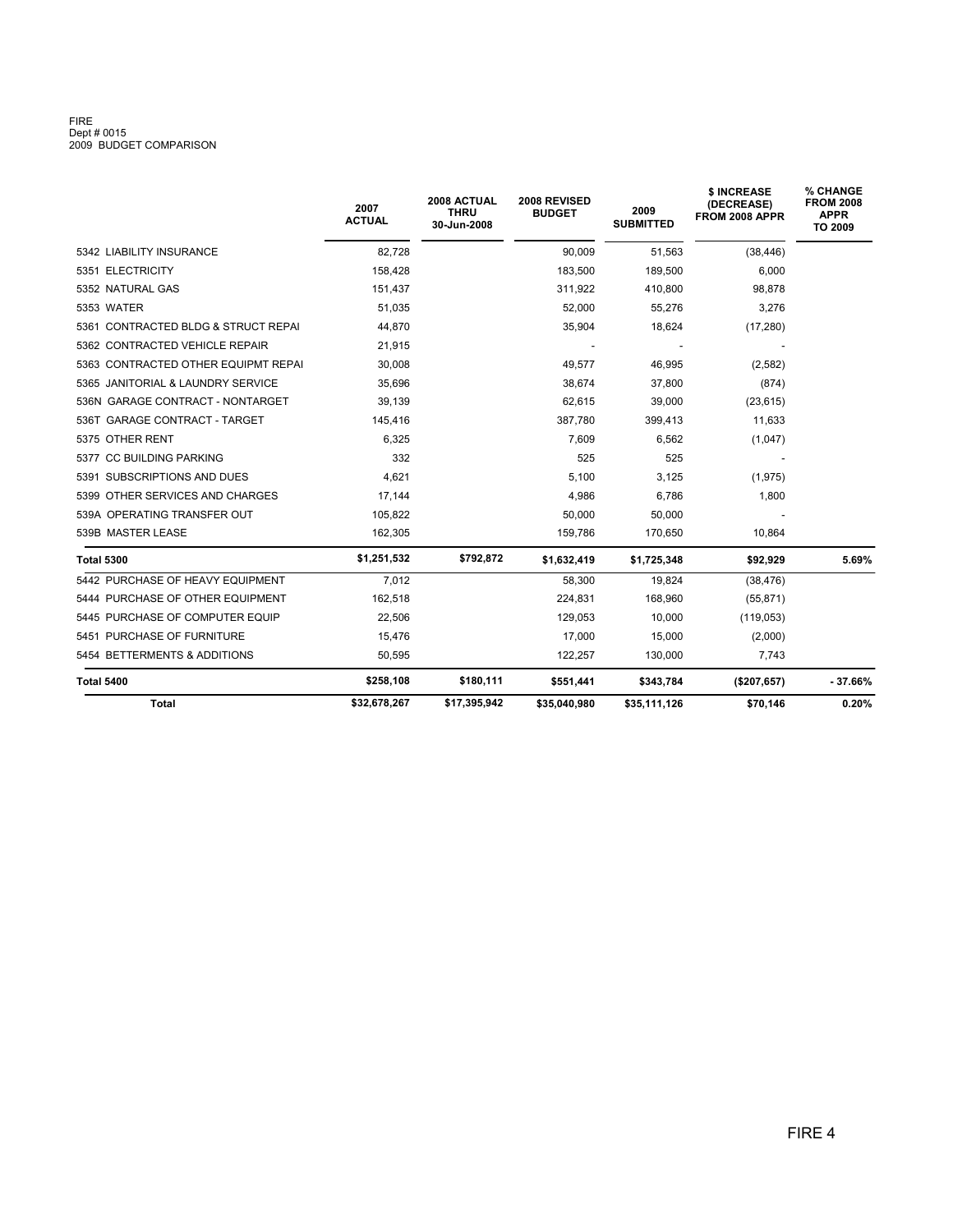FIRE
Dept # 0015
2009 BUDGET COMPARISON

| | 2007 ACTUAL | 2008 ACTUAL THRU 30-Jun-2008 | 2008 REVISED BUDGET | 2009 SUBMITTED | $ INCREASE (DECREASE) FROM 2008 APPR | % CHANGE FROM 2008 APPR TO 2009 |
|---|---|---|---|---|---|---|
| 5342 LIABILITY INSURANCE | 82,728 | | 90,009 | 51,563 | (38,446) | |
| 5351 ELECTRICITY | 158,428 | | 183,500 | 189,500 | 6,000 | |
| 5352 NATURAL GAS | 151,437 | | 311,922 | 410,800 | 98,878 | |
| 5353 WATER | 51,035 | | 52,000 | 55,276 | 3,276 | |
| 5361 CONTRACTED BLDG & STRUCT REPAI | 44,870 | | 35,904 | 18,624 | (17,280) | |
| 5362 CONTRACTED VEHICLE REPAIR | 21,915 | | - | - | - | |
| 5363 CONTRACTED OTHER EQUIPMT REPAI | 30,008 | | 49,577 | 46,995 | (2,582) | |
| 5365 JANITORIAL & LAUNDRY SERVICE | 35,696 | | 38,674 | 37,800 | (874) | |
| 536N GARAGE CONTRACT - NONTARGET | 39,139 | | 62,615 | 39,000 | (23,615) | |
| 536T GARAGE CONTRACT - TARGET | 145,416 | | 387,780 | 399,413 | 11,633 | |
| 5375 OTHER RENT | 6,325 | | 7,609 | 6,562 | (1,047) | |
| 5377 CC BUILDING PARKING | 332 | | 525 | 525 | - | |
| 5391 SUBSCRIPTIONS AND DUES | 4,621 | | 5,100 | 3,125 | (1,975) | |
| 5399 OTHER SERVICES AND CHARGES | 17,144 | | 4,986 | 6,786 | 1,800 | |
| 539A OPERATING TRANSFER OUT | 105,822 | | 50,000 | 50,000 | - | |
| 539B MASTER LEASE | 162,305 | | 159,786 | 170,650 | 10,864 | |
| **Total 5300** | **$1,251,532** | **$792,872** | **$1,632,419** | **$1,725,348** | **$92,929** | **5.69%** |
| 5442 PURCHASE OF HEAVY EQUIPMENT | 7,012 | | 58,300 | 19,824 | (38,476) | |
| 5444 PURCHASE OF OTHER EQUIPMENT | 162,518 | | 224,831 | 168,960 | (55,871) | |
| 5445 PURCHASE OF COMPUTER EQUIP | 22,506 | | 129,053 | 10,000 | (119,053) | |
| 5451 PURCHASE OF FURNITURE | 15,476 | | 17,000 | 15,000 | (2,000) | |
| 5454 BETTERMENTS & ADDITIONS | 50,595 | | 122,257 | 130,000 | 7,743 | |
| **Total 5400** | **$258,108** | **$180,111** | **$551,441** | **$343,784** | **($207,657)** | **- 37.66%** |
| **Total** | **$32,678,267** | **$17,395,942** | **$35,040,980** | **$35,111,126** | **$70,146** | **0.20%** |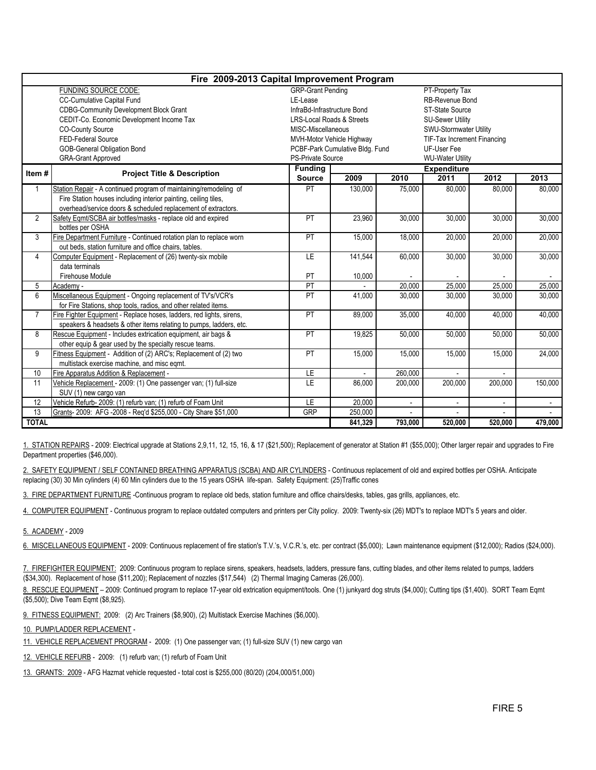# Fire 2009-2013 Capital Improvement Program

**FUNDING SOURCE CODE:**

| | | |
|---|---|---|
| CC-Cumulative Capital Fund | GRP-Grant Pending | PT-Property Tax |
| CDBG-Community Development Block Grant | LE-Lease | RB-Revenue Bond |
| CEDIT-Co. Economic Development Income Tax | InfraBd-Infrastructure Bond | ST-State Source |
| CO-County Source | LRS-Local Roads & Streets | SU-Sewer Utility |
| FED-Federal Source | MISC-Miscellaneous | SWU-Stormwater Utility |
| GOB-General Obligation Bond | MVH-Motor Vehicle Highway | TIF-Tax Increment Financing |
| GRA-Grant Approved | PCBF-Park Cumulative Bldg. Fund | UF-User Fee |
| | PS-Private Source | WU-Water Utility |

| Item # | Project Title & Description | Funding Source | Expenditure 2009 | 2010 | 2011 | 2012 | 2013 |
|---|---|---|---|---|---|---|---|
| 1 | Station Repair - A continued program of maintaining/remodeling of Fire Station houses including interior painting, ceiling tiles, overhead/service doors & scheduled replacement of extractors. | PT | 130,000 | 75,000 | 80,000 | 80,000 | 80,000 |
| 2 | Safety Eqmt/SCBA air bottles/masks - replace old and expired bottles per OSHA | PT | 23,960 | 30,000 | 30,000 | 30,000 | 30,000 |
| 3 | Fire Department Furniture - Continued rotation plan to replace worn out beds, station furniture and office chairs, tables. | PT | 15,000 | 18,000 | 20,000 | 20,000 | 20,000 |
| 4 | Computer Equipment - Replacement of (26) twenty-six mobile data terminals | LE | 141,544 | 60,000 | 30,000 | 30,000 | 30,000 |
| | Firehouse Module | PT | 10,000 | - | - | - | - |
| 5 | Academy - | PT | - | 20,000 | 25,000 | 25,000 | 25,000 |
| 6 | Miscellaneous Equipment - Ongoing replacement of TV's/VCR's for Fire Stations, shop tools, radios, and other related items. | PT | 41,000 | 30,000 | 30,000 | 30,000 | 30,000 |
| 7 | Fire Fighter Equipment - Replace hoses, ladders, red lights, sirens, speakers & headsets & other items relating to pumps, ladders, etc. | PT | 89,000 | 35,000 | 40,000 | 40,000 | 40,000 |
| 8 | Rescue Equipment - Includes extrication equipment, air bags & other equip & gear used by the specialty rescue teams. | PT | 19,825 | 50,000 | 50,000 | 50,000 | 50,000 |
| 9 | Fitness Equipment - Addition of (2) ARC's; Replacement of (2) two multistack exercise machine, and misc eqmt. | PT | 15,000 | 15,000 | 15,000 | 15,000 | 24,000 |
| 10 | Fire Apparatus Addition & Replacement - | LE | - | 260,000 | - | - | |
| 11 | Vehicle Replacement - 2009: (1) One passenger van; (1) full-size SUV (1) new cargo van | LE | 86,000 | 200,000 | 200,000 | 200,000 | 150,000 |
| 12 | Vehicle Refurb- 2009: (1) refurb van; (1) refurb of Foam Unit | LE | 20,000 | - | - | - | - |
| 13 | Grants- 2009: AFG -2008 - Req'd $255,000 - City Share $51,000 | GRP | 250,000 | - | - | - | - |
| **TOTAL** | | | **841,329** | **793,000** | **520,000** | **520,000** | **479,000** |

1. STATION REPAIRS - 2009: Electrical upgrade at Stations 2,9,11, 12, 15, 16, & 17 ($21,500); Replacement of generator at Station #1 ($55,000); Other larger repair and upgrades to Fire Department properties ($46,000).

2. SAFETY EQUIPMENT / SELF CONTAINED BREATHING APPARATUS (SCBA) AND AIR CYLINDERS - Continuous replacement of old and expired bottles per OSHA. Anticipate replacing (30) 30 Min cylinders (4) 60 Min cylinders due to the 15 years OSHA life-span. Safety Equipment: (25)Traffic cones

3. FIRE DEPARTMENT FURNITURE -Continuous program to replace old beds, station furniture and office chairs/desks, tables, gas grills, appliances, etc.

4. COMPUTER EQUIPMENT - Continuous program to replace outdated computers and printers per City policy. 2009: Twenty-six (26) MDT's to replace MDT's 5 years and older.

5. ACADEMY - 2009

6. MISCELLANEOUS EQUIPMENT - 2009: Continuous replacement of fire station's T.V.'s, V.C.R.'s, etc. per contract ($5,000); Lawn maintenance equipment ($12,000); Radios ($24,000).

7. FIREFIGHTER EQUIPMENT: 2009: Continuous program to replace sirens, speakers, headsets, ladders, pressure fans, cutting blades, and other items related to pumps, ladders ($34,300). Replacement of hose ($11,200); Replacement of nozzles ($17,544) (2) Thermal Imaging Cameras (26,000).

8. RESCUE EQUIPMENT – 2009: Continued program to replace 17-year old extrication equipment/tools. One (1) junkyard dog struts ($4,000); Cutting tips ($1,400). SORT Team Eqmt ($5,500); Dive Team Eqmt ($8,925).

9. FITNESS EQUIPMENT: 2009: (2) Arc Trainers ($8,900), (2) Multistack Exercise Machines ($6,000).

10. PUMP/LADDER REPLACEMENT -

11. VEHICLE REPLACEMENT PROGRAM - 2009: (1) One passenger van; (1) full-size SUV (1) new cargo van

12. VEHICLE REFURB - 2009: (1) refurb van; (1) refurb of Foam Unit

13. GRANTS: 2009 - AFG Hazmat vehicle requested - total cost is $255,000 (80/20) (204,000/51,000)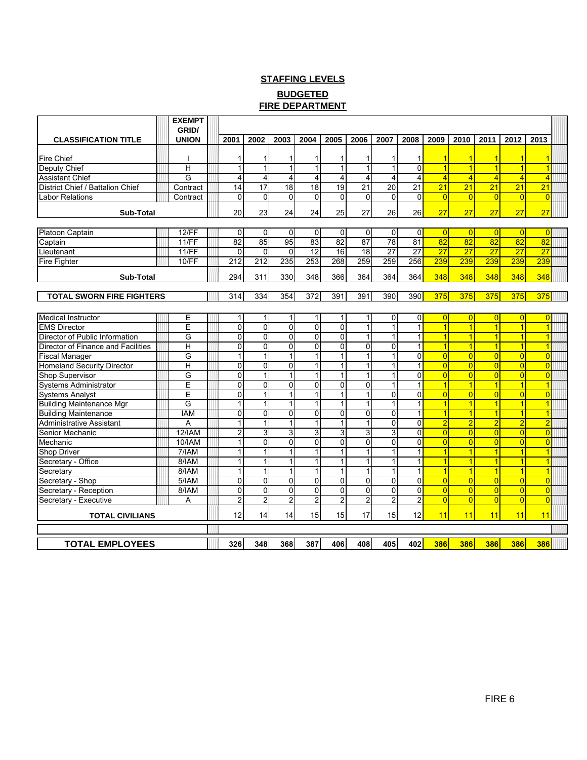## STAFFING LEVELS

## BUDGETED

## FIRE DEPARTMENT

| CLASSIFICATION TITLE | EXEMPT GRID/ UNION | 2001 | 2002 | 2003 | 2004 | 2005 | 2006 | 2007 | 2008 | 2009 | 2010 | 2011 | 2012 | 2013 |
|---|---|---|---|---|---|---|---|---|---|---|---|---|---|---|
| Fire Chief | I | 1 | 1 | 1 | 1 | 1 | 1 | 1 | 1 | 1 | 1 | 1 | 1 | 1 |
| Deputy Chief | H | 1 | 1 | 1 | 1 | 1 | 1 | 1 | 0 | 1 | 1 | 1 | 1 | 1 |
| Assistant Chief | G | 4 | 4 | 4 | 4 | 4 | 4 | 4 | 4 | 4 | 4 | 4 | 4 | 4 |
| District Chief / Battalion Chief | Contract | 14 | 17 | 18 | 18 | 19 | 21 | 20 | 21 | 21 | 21 | 21 | 21 | 21 |
| Labor Relations | Contract | 0 | 0 | 0 | 0 | 0 | 0 | 0 | 0 | 0 | 0 | 0 | 0 | 0 |
| **Sub-Total** | | 20 | 23 | 24 | 24 | 25 | 27 | 26 | 26 | 27 | 27 | 27 | 27 | 27 |
| Platoon Captain | 12/FF | 0 | 0 | 0 | 0 | 0 | 0 | 0 | 0 | 0 | 0 | 0 | 0 | 0 |
| Captain | 11/FF | 82 | 85 | 95 | 83 | 82 | 87 | 78 | 81 | 82 | 82 | 82 | 82 | 82 |
| Lieutenant | 11/FF | 0 | 0 | 0 | 12 | 16 | 18 | 27 | 27 | 27 | 27 | 27 | 27 | 27 |
| Fire Fighter | 10/FF | 212 | 212 | 235 | 253 | 268 | 259 | 259 | 256 | 239 | 239 | 239 | 239 | 239 |
| **Sub-Total** | | 294 | 311 | 330 | 348 | 366 | 364 | 364 | 364 | 348 | 348 | 348 | 348 | 348 |
| **TOTAL SWORN FIRE FIGHTERS** | | 314 | 334 | 354 | 372 | 391 | 391 | 390 | 390 | 375 | 375 | 375 | 375 | 375 |
| Medical Instructor | E | 1 | 1 | 1 | 1 | 1 | 1 | 0 | 0 | 0 | 0 | 0 | 0 | 0 |
| EMS Director | E | 0 | 0 | 0 | 0 | 0 | 1 | 1 | 1 | 1 | 1 | 1 | 1 | 1 |
| Director of Public Information | G | 0 | 0 | 0 | 0 | 0 | 1 | 1 | 1 | 1 | 1 | 1 | 1 | 1 |
| Director of Finance and Facilities | H | 0 | 0 | 0 | 0 | 0 | 0 | 0 | 1 | 1 | 1 | 1 | 1 | 1 |
| Fiscal Manager | G | 1 | 1 | 1 | 1 | 1 | 1 | 1 | 0 | 0 | 0 | 0 | 0 | 0 |
| Homeland Security Director | H | 0 | 0 | 0 | 1 | 1 | 1 | 1 | 1 | 0 | 0 | 0 | 0 | 0 |
| Shop Supervisor | G | 0 | 1 | 1 | 1 | 1 | 1 | 1 | 0 | 0 | 0 | 0 | 0 | 0 |
| Systems Administrator | E | 0 | 0 | 0 | 0 | 0 | 0 | 1 | 1 | 1 | 1 | 1 | 1 | 1 |
| Systems Analyst | E | 0 | 1 | 1 | 1 | 1 | 1 | 0 | 0 | 0 | 0 | 0 | 0 | 0 |
| Building Maintenance Mgr | G | 1 | 1 | 1 | 1 | 1 | 1 | 1 | 1 | 1 | 1 | 1 | 1 | 1 |
| Building Maintenance | IAM | 0 | 0 | 0 | 0 | 0 | 0 | 0 | 1 | 1 | 1 | 1 | 1 | 1 |
| Administrative Assistant | A | 1 | 1 | 1 | 1 | 1 | 1 | 0 | 0 | 2 | 2 | 2 | 2 | 2 |
| Senior Mechanic | 12/IAM | 2 | 3 | 3 | 3 | 3 | 3 | 3 | 0 | 0 | 0 | 0 | 0 | 0 |
| Mechanic | 10/IAM | 1 | 0 | 0 | 0 | 0 | 0 | 0 | 0 | 0 | 0 | 0 | 0 | 0 |
| Shop Driver | 7/IAM | 1 | 1 | 1 | 1 | 1 | 1 | 1 | 1 | 1 | 1 | 1 | 1 | 1 |
| Secretary - Office | 8/IAM | 1 | 1 | 1 | 1 | 1 | 1 | 1 | 1 | 1 | 1 | 1 | 1 | 1 |
| Secretary | 8/IAM | 1 | 1 | 1 | 1 | 1 | 1 | 1 | 1 | 1 | 1 | 1 | 1 | 1 |
| Secretary - Shop | 5/IAM | 0 | 0 | 0 | 0 | 0 | 0 | 0 | 0 | 0 | 0 | 0 | 0 | 0 |
| Secretary - Reception | 8/IAM | 0 | 0 | 0 | 0 | 0 | 0 | 0 | 0 | 0 | 0 | 0 | 0 | 0 |
| Secretary - Executive | A | 2 | 2 | 2 | 2 | 2 | 2 | 2 | 2 | 0 | 0 | 0 | 0 | 0 |
| **TOTAL CIVILIANS** | | 12 | 14 | 14 | 15 | 15 | 17 | 15 | 12 | 11 | 11 | 11 | 11 | 11 |
| **TOTAL EMPLOYEES** | | 326 | 348 | 368 | 387 | 406 | 408 | 405 | 402 | 386 | 386 | 386 | 386 | 386 |